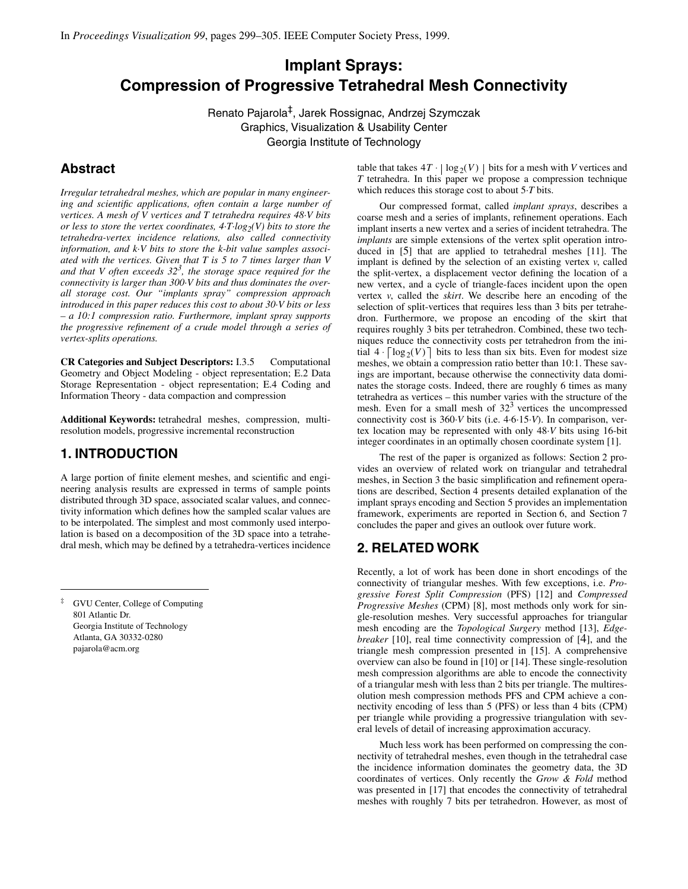In *Proceedings Visualization 99*, pages 299–305. IEEE Computer Society Press, 1999.

# Implant Sprays: Compression of Progressive Tetrahedral Mesh Connectivity

Renato Pajarola[‡], Jarek Rossignac, Andrzej Szymczak
Graphics, Visualization & Usability Center
Georgia Institute of Technology

## Abstract

*Irregular tetrahedral meshes, which are popular in many engineering and scientific applications, often contain a large number of vertices. A mesh of V vertices and T tetrahedra requires 48·V bits or less to store the vertex coordinates, $4 \cdot T \cdot \log_2(V)$ bits to store the tetrahedra-vertex incidence relations, also called connectivity information, and k·V bits to store the k-bit value samples associated with the vertices. Given that T is 5 to 7 times larger than V and that V often exceeds $32^3$, the storage space required for the connectivity is larger than 300·V bits and thus dominates the overall storage cost. Our "implants spray" compression approach introduced in this paper reduces this cost to about 30·V bits or less – a 10:1 compression ratio. Furthermore, implant spray supports the progressive refinement of a crude model through a series of vertex-splits operations.*

**CR Categories and Subject Descriptors:** I.3.5 Computational Geometry and Object Modeling - object representation; E.2 Data Storage Representation - object representation; E.4 Coding and Information Theory - data compaction and compression

**Additional Keywords:** tetrahedral meshes, compression, multi-resolution models, progressive incremental reconstruction

## 1. INTRODUCTION

A large portion of finite element meshes, and scientific and engineering analysis results are expressed in terms of sample points distributed through 3D space, associated scalar values, and connectivity information which defines how the sampled scalar values are to be interpolated. The simplest and most commonly used interpolation is based on a decomposition of the 3D space into a tetrahedral mesh, which may be defined by a tetrahedra-vertices incidence table that takes $4T \cdot \lceil \log_2(V) \rceil$ bits for a mesh with *V* vertices and *T* tetrahedra. In this paper we propose a compression technique which reduces this storage cost to about 5·*T* bits.

Our compressed format, called *implant sprays*, describes a coarse mesh and a series of implants, refinement operations. Each implant inserts a new vertex and a series of incident tetrahedra. The *implants* are simple extensions of the vertex split operation introduced in [5] that are applied to tetrahedral meshes [11]. The implant is defined by the selection of an existing vertex *v*, called the split-vertex, a displacement vector defining the location of a new vertex, and a cycle of triangle-faces incident upon the open vertex *v*, called the *skirt*. We describe here an encoding of the selection of split-vertices that requires less than 3 bits per tetrahedron. Furthermore, we propose an encoding of the skirt that requires roughly 3 bits per tetrahedron. Combined, these two techniques reduce the connectivity costs per tetrahedron from the initial $4 \cdot \lceil \log_2(V) \rceil$ bits to less than six bits. Even for modest size meshes, we obtain a compression ratio better than 10:1. These savings are important, because otherwise the connectivity data dominates the storage costs. Indeed, there are roughly 6 times as many tetrahedra as vertices – this number varies with the structure of the mesh. Even for a small mesh of $32^3$ vertices the uncompressed connectivity cost is 360·*V* bits (i.e. 4·6·15·*V*). In comparison, vertex location may be represented with only 48·*V* bits using 16-bit integer coordinates in an optimally chosen coordinate system [1].

The rest of the paper is organized as follows: Section 2 provides an overview of related work on triangular and tetrahedral meshes, in Section 3 the basic simplification and refinement operations are described, Section 4 presents detailed explanation of the implant sprays encoding and Section 5 provides an implementation framework, experiments are reported in Section 6, and Section 7 concludes the paper and gives an outlook over future work.

## 2. RELATED WORK

Recently, a lot of work has been done in short encodings of the connectivity of triangular meshes. With few exceptions, i.e. *Progressive Forest Split Compression* (PFS) [12] and *Compressed Progressive Meshes* (CPM) [8], most methods only work for single-resolution meshes. Very successful approaches for triangular mesh encoding are the *Topological Surgery* method [13], *Edgebreaker* [10], real time connectivity compression of [4], and the triangle mesh compression presented in [15]. A comprehensive overview can also be found in [10] or [14]. These single-resolution mesh compression algorithms are able to encode the connectivity of a triangular mesh with less than 2 bits per triangle. The multiresolution mesh compression methods PFS and CPM achieve a connectivity encoding of less than 5 (PFS) or less than 4 bits (CPM) per triangle while providing a progressive triangulation with several levels of detail of increasing approximation accuracy.

Much less work has been performed on compressing the connectivity of tetrahedral meshes, even though in the tetrahedral case the incidence information dominates the geometry data, the 3D coordinates of vertices. Only recently the *Grow & Fold* method was presented in [17] that encodes the connectivity of tetrahedral meshes with roughly 7 bits per tetrahedron. However, as most of

‡ GVU Center, College of Computing
801 Atlantic Dr.
Georgia Institute of Technology
Atlanta, GA 30332-0280
pajarola@acm.org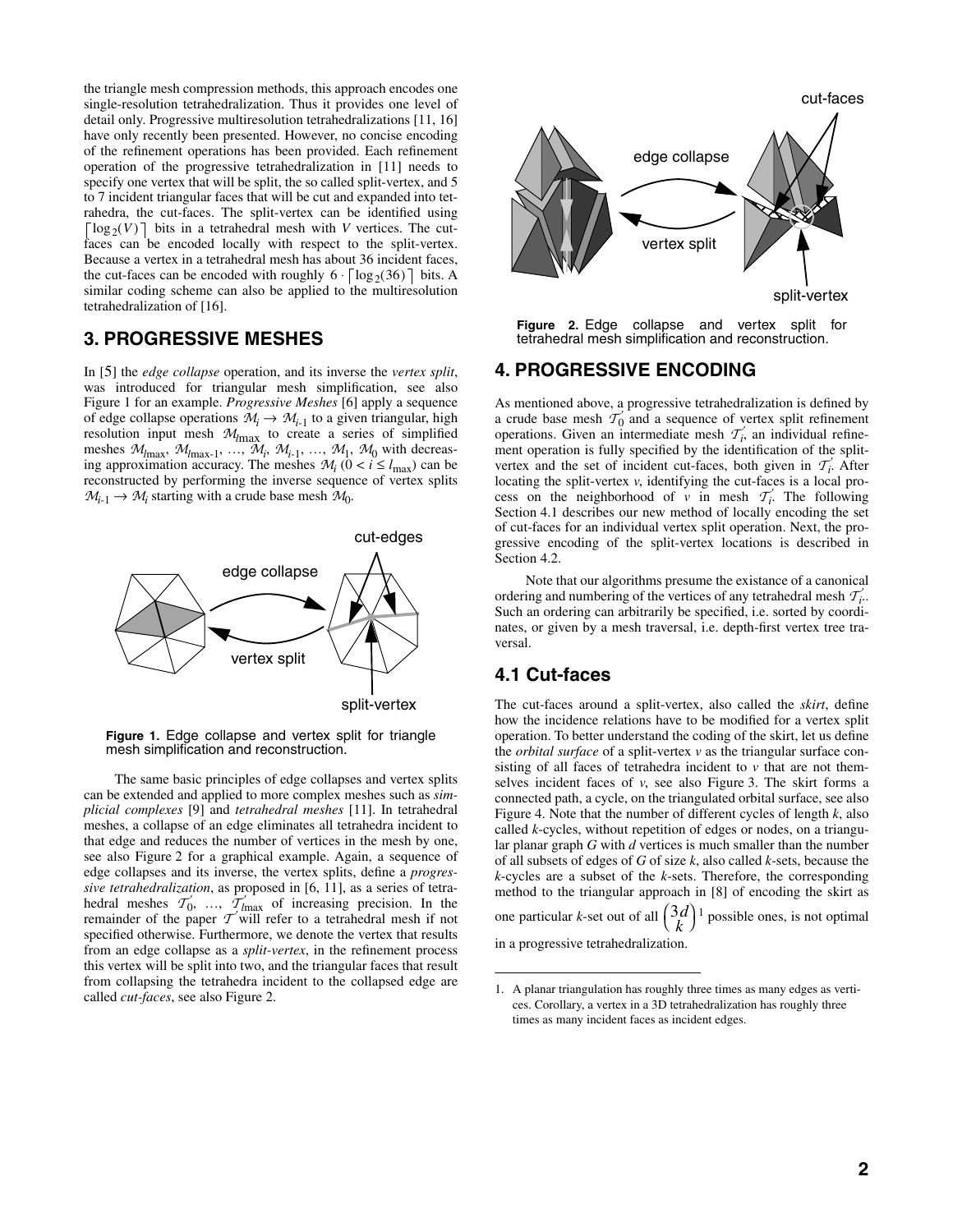the triangle mesh compression methods, this approach encodes one single-resolution tetrahedralization. Thus it provides one level of detail only. Progressive multiresolution tetrahedralizations [11, 16] have only recently been presented. However, no concise encoding of the refinement operations has been provided. Each refinement operation of the progressive tetrahedralization in [11] needs to specify one vertex that will be split, the so called split-vertex, and 5 to 7 incident triangular faces that will be cut and expanded into tetrahedra, the cut-faces. The split-vertex can be identified using $\lceil \log_2(V) \rceil$ bits in a tetrahedral mesh with $V$ vertices. The cut-faces can be encoded locally with respect to the split-vertex. Because a vertex in a tetrahedral mesh has about 36 incident faces, the cut-faces can be encoded with roughly $6 \cdot \lceil \log_2(36) \rceil$ bits. A similar coding scheme can also be applied to the multiresolution tetrahedralization of [16].

## 3. PROGRESSIVE MESHES

In [5] the *edge collapse* operation, and its inverse the *vertex split*, was introduced for triangular mesh simplification, see also Figure 1 for an example. *Progressive Meshes* [6] apply a sequence of edge collapse operations $\mathcal{M}_i \rightarrow \mathcal{M}_{i-1}$ to a given triangular, high resolution input mesh $\mathcal{M}_{l\max}$ to create a series of simplified meshes $\mathcal{M}_{l\max}$, $\mathcal{M}_{l\max-1}$, …, $\mathcal{M}_i$, $\mathcal{M}_{i-1}$, …, $\mathcal{M}_1$, $\mathcal{M}_0$ with decreasing approximation accuracy. The meshes $\mathcal{M}_i$ $(0 < i \leq l_{\max})$ can be reconstructed by performing the inverse sequence of vertex splits $\mathcal{M}_{i-1} \rightarrow \mathcal{M}_i$ starting with a crude base mesh $\mathcal{M}_0$.

**Figure 1.** Edge collapse and vertex split for triangle mesh simplification and reconstruction.

The same basic principles of edge collapses and vertex splits can be extended and applied to more complex meshes such as *simplicial complexes* [9] and *tetrahedral meshes* [11]. In tetrahedral meshes, a collapse of an edge eliminates all tetrahedra incident to that edge and reduces the number of vertices in the mesh by one, see also Figure 2 for a graphical example. Again, a sequence of edge collapses and its inverse, the vertex splits, define a *progressive tetrahedralization*, as proposed in [6, 11], as a series of tetrahedral meshes $\mathcal{T}_0'$, …, $\mathcal{T}_{l\max}'$ of increasing precision. In the remainder of the paper $\mathcal{T}$ will refer to a tetrahedral mesh if not specified otherwise. Furthermore, we denote the vertex that results from an edge collapse as a *split-vertex*, in the refinement process this vertex will be split into two, and the triangular faces that result from collapsing the tetrahedra incident to the collapsed edge are called *cut-faces*, see also Figure 2.

**Figure 2.** Edge collapse and vertex split for tetrahedral mesh simplification and reconstruction.

## 4. PROGRESSIVE ENCODING

As mentioned above, a progressive tetrahedralization is defined by a crude base mesh $\mathcal{T}_0'$ and a sequence of vertex split refinement operations. Given an intermediate mesh $\mathcal{T}_i'$, an individual refinement operation is fully specified by the identification of the split-vertex and the set of incident cut-faces, both given in $\mathcal{T}_i'$. After locating the split-vertex $v$, identifying the cut-faces is a local process on the neighborhood of $v$ in mesh $\mathcal{T}_i'$. The following Section 4.1 describes our new method of locally encoding the set of cut-faces for an individual vertex split operation. Next, the progressive encoding of the split-vertex locations is described in Section 4.2.

Note that our algorithms presume the existance of a canonical ordering and numbering of the vertices of any tetrahedral mesh $\mathcal{T}_i'$. Such an ordering can arbitrarily be specified, i.e. sorted by coordinates, or given by a mesh traversal, i.e. depth-first vertex tree traversal.

### 4.1 Cut-faces

The cut-faces around a split-vertex, also called the *skirt*, define how the incidence relations have to be modified for a vertex split operation. To better understand the coding of the skirt, let us define the *orbital surface* of a split-vertex $v$ as the triangular surface consisting of all faces of tetrahedra incident to $v$ that are not themselves incident faces of $v$, see also Figure 3. The skirt forms a connected path, a cycle, on the triangulated orbital surface, see also Figure 4. Note that the number of different cycles of length $k$, also called $k$-cycles, without repetition of edges or nodes, on a triangular planar graph $G$ with $d$ vertices is much smaller than the number of all subsets of edges of $G$ of size $k$, also called $k$-sets, because the $k$-cycles are a subset of the $k$-sets. Therefore, the corresponding method to the triangular approach in [8] of encoding the skirt as one particular $k$-set out of all $\binom{3d}{k}$ [1] possible ones, is not optimal in a progressive tetrahedralization.

---

1. A planar triangulation has roughly three times as many edges as vertices. Corollary, a vertex in a 3D tetrahedralization has roughly three times as many incident faces as incident edges.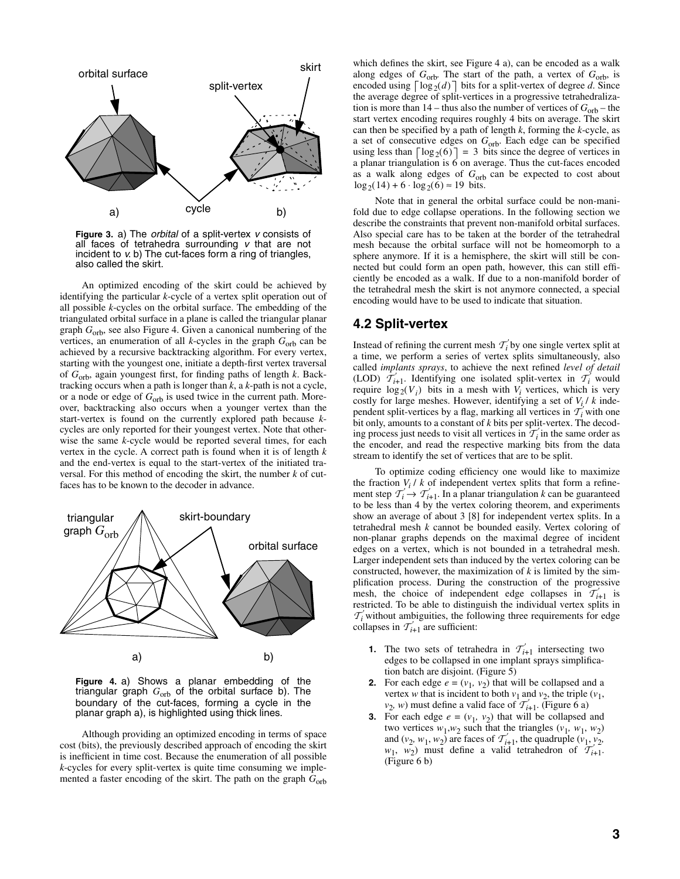Figure 3. a) The *orbital* of a split-vertex $v$ consists of all faces of tetrahedra surrounding $v$ that are not incident to $v$. b) The cut-faces form a ring of triangles, also called the skirt.

An optimized encoding of the skirt could be achieved by identifying the particular $k$-cycle of a vertex split operation out of all possible $k$-cycles on the orbital surface. The embedding of the triangulated orbital surface in a plane is called the triangular planar graph $G_{orb}$, see also Figure 4. Given a canonical numbering of the vertices, an enumeration of all $k$-cycles in the graph $G_{orb}$ can be achieved by a recursive backtracking algorithm. For every vertex, starting with the youngest one, initiate a depth-first vertex traversal of $G_{orb}$, again youngest first, for finding paths of length $k$. Backtracking occurs when a path is longer than $k$, a $k$-path is not a cycle, or a node or edge of $G_{orb}$ is used twice in the current path. Moreover, backtracking also occurs when a younger vertex than the start-vertex is found on the currently explored path because $k$-cycles are only reported for their youngest vertex. Note that otherwise the same $k$-cycle would be reported several times, for each vertex in the cycle. A correct path is found when it is of length $k$ and the end-vertex is equal to the start-vertex of the initiated traversal. For this method of encoding the skirt, the number $k$ of cut-faces has to be known to the decoder in advance.

Figure 4. a) Shows a planar embedding of the triangular graph $G_{orb}$ of the orbital surface b). The boundary of the cut-faces, forming a cycle in the planar graph a), is highlighted using thick lines.

Although providing an optimized encoding in terms of space cost (bits), the previously described approach of encoding the skirt is inefficient in time cost. Because the enumeration of all possible $k$-cycles for every split-vertex is quite time consuming we implemented a faster encoding of the skirt. The path on the graph $G_{orb}$ which defines the skirt, see Figure 4 a), can be encoded as a walk along edges of $G_{orb}$. The start of the path, a vertex of $G_{orb}$, is encoded using $\lceil \log_2(d) \rceil$ bits for a split-vertex of degree $d$. Since the average degree of split-vertices in a progressive tetrahedralization is more than 14 – thus also the number of vertices of $G_{orb}$ – the start vertex encoding requires roughly 4 bits on average. The skirt can then be specified by a path of length $k$, forming the $k$-cycle, as a set of consecutive edges on $G_{orb}$. Each edge can be specified using less than $\lceil \log_2(6) \rceil = 3$ bits since the degree of vertices in a planar triangulation is 6 on average. Thus the cut-faces encoded as a walk along edges of $G_{orb}$ can be expected to cost about $\log_2(14) + 6 \cdot \log_2(6) \approx 19$ bits.

Note that in general the orbital surface could be non-manifold due to edge collapse operations. In the following section we describe the constraints that prevent non-manifold orbital surfaces. Also special care has to be taken at the border of the tetrahedral mesh because the orbital surface will not be homeomorph to a sphere anymore. If it is a hemisphere, the skirt will still be connected but could form an open path, however, this can still efficiently be encoded as a walk. If due to a non-manifold border of the tetrahedral mesh the skirt is not anymore connected, a special encoding would have to be used to indicate that situation.

## 4.2 Split-vertex

Instead of refining the current mesh $\mathcal{T}_i'$ by one single vertex split at a time, we perform a series of vertex splits simultaneously, also called *implants sprays*, to achieve the next refined *level of detail* (LOD) $\mathcal{T}_{i+1}'$. Identifying one isolated split-vertex in $\mathcal{T}_i'$ would require $\log_2(V_i)$ bits in a mesh with $V_i$ vertices, which is very costly for large meshes. However, identifying a set of $V_i / k$ independent split-vertices by a flag, marking all vertices in $\mathcal{T}_i'$ with one bit only, amounts to a constant of $k$ bits per split-vertex. The decoding process just needs to visit all vertices in $\mathcal{T}_i'$ in the same order as the encoder, and read the respective marking bits from the data stream to identify the set of vertices that are to be split.

To optimize coding efficiency one would like to maximize the fraction $V_i / k$ of independent vertex splits that form a refinement step $\mathcal{T}_i' \rightarrow \mathcal{T}_{i+1}'$. In a planar triangulation $k$ can be guaranteed to be less than 4 by the vertex coloring theorem, and experiments show an average of about 3 [8] for independent vertex splits. In a tetrahedral mesh $k$ cannot be bounded easily. Vertex coloring of non-planar graphs depends on the maximal degree of incident edges on a vertex, which is not bounded in a tetrahedral mesh. Larger independent sets than induced by the vertex coloring can be constructed, however, the maximization of $k$ is limited by the simplification process. During the construction of the progressive mesh, the choice of independent edge collapses in $\mathcal{T}_{i+1}'$ is restricted. To be able to distinguish the individual vertex splits in $\mathcal{T}_i'$ without ambiguities, the following three requirements for edge collapses in $\mathcal{T}_{i+1}'$ are sufficient:

1. The two sets of tetrahedra in $\mathcal{T}_{i+1}'$ intersecting two edges to be collapsed in one implant sprays simplification batch are disjoint. (Figure 5)
2. For each edge $e = (v_1, v_2)$ that will be collapsed and a vertex $w$ that is incident to both $v_1$ and $v_2$, the triple $(v_1, v_2, w)$ must define a valid face of $\mathcal{T}_{i+1}'$. (Figure 6 a)
3. For each edge $e = (v_1, v_2)$ that will be collapsed and two vertices $w_1, w_2$ such that the triangles $(v_1, w_1, w_2)$ and $(v_2, w_1, w_2)$ are faces of $\mathcal{T}_{i+1}'$, the quadruple $(v_1, v_2, w_1, w_2)$ must define a valid tetrahedron of $\mathcal{T}_{i+1}'$. (Figure 6 b)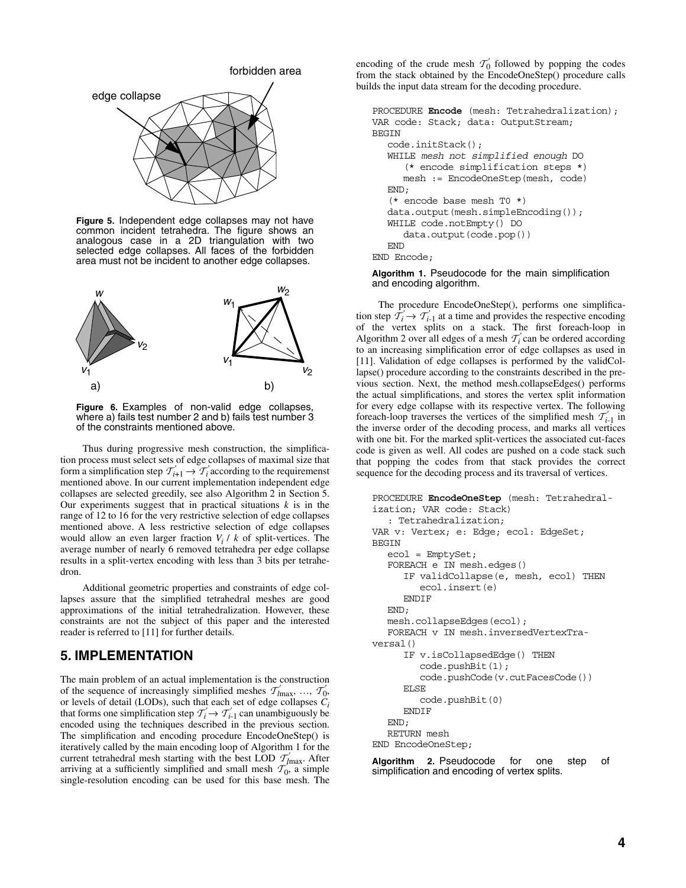Figure 5. Independent edge collapses may not have common incident tetrahedra. The figure shows an analogous case in a 2D triangulation with two selected edge collapses. All faces of the forbidden area must not be incident to another edge collapses.

Figure 6. Examples of non-valid edge collapses, where a) fails test number 2 and b) fails test number 3 of the constraints mentioned above.

Thus during progressive mesh construction, the simplification process must select sets of edge collapses of maximal size that form a simplification step $\mathcal{T}'_{i+1} \rightarrow \mathcal{T}'_i$ according to the requirements mentioned above. In our current implementation independent edge collapses are selected greedily, see also Algorithm 2 in Section 5. Our experiments suggest that in practical situations $k$ is in the range of 12 to 16 for the very restrictive selection of edge collapses mentioned above. A less restrictive selection of edge collapses would allow an even larger fraction $V_i / k$ of split-vertices. The average number of nearly 6 removed tetrahedra per edge collapse results in a split-vertex encoding with less than 3 bits per tetrahedron.

Additional geometric properties and constraints of edge collapses assure that the simplified tetrahedral meshes are good approximations of the initial tetrahedralization. However, these constraints are not the subject of this paper and the interested reader is referred to [11] for further details.

## 5. IMPLEMENTATION

The main problem of an actual implementation is the construction of the sequence of increasingly simplified meshes $\mathcal{T}'_{l\max}, \ldots, \mathcal{T}'_0$, or levels of detail (LODs), such that each set of edge collapses $C_i$ that forms one simplification step $\mathcal{T}'_i \rightarrow \mathcal{T}'_{i-1}$ can unambiguously be encoded using the techniques described in the previous section. The simplification and encoding procedure EncodeOneStep() is iteratively called by the main encoding loop of Algorithm 1 for the current tetrahedral mesh starting with the best LOD $\mathcal{T}'_{l\max}$. After arriving at a sufficiently simplified and small mesh $\mathcal{T}'_0$, a simple single-resolution encoding can be used for this base mesh. The encoding of the crude mesh $\mathcal{T}'_0$ followed by popping the codes from the stack obtained by the EncodeOneStep() procedure calls builds the input data stream for the decoding procedure.

```
PROCEDURE Encode (mesh: Tetrahedralization);
VAR code: Stack; data: OutputStream;
BEGIN
   code.initStack();
   WHILE mesh not simplified enough DO
      (* encode simplification steps *)
      mesh := EncodeOneStep(mesh, code)
   END;
   (* encode base mesh T0 *)
   data.output(mesh.simpleEncoding());
   WHILE code.notEmpty() DO
      data.output(code.pop())
   END
END Encode;
```

Algorithm 1. Pseudocode for the main simplification and encoding algorithm.

The procedure EncodeOneStep(), performs one simplification step $\mathcal{T}'_i \rightarrow \mathcal{T}'_{i-1}$ at a time and provides the respective encoding of the vertex splits on a stack. The first foreach-loop in Algorithm 2 over all edges of a mesh $\mathcal{T}'_i$ can be ordered according to an increasing simplification error of edge collapses as used in [11]. Validation of edge collapses is performed by the validCollapse() procedure according to the constraints described in the previous section. Next, the method mesh.collapseEdges() performs the actual simplifications, and stores the vertex split information for every edge collapse with its respective vertex. The following foreach-loop traverses the vertices of the simplified mesh $\mathcal{T}'_{i-1}$ in the inverse order of the decoding process, and marks all vertices with one bit. For the marked split-vertices the associated cut-faces code is given as well. All codes are pushed on a code stack such that popping the codes from that stack provides the correct sequence for the decoding process and its traversal of vertices.

```
PROCEDURE EncodeOneStep (mesh: Tetrahedralization; VAR code: Stack)
   : Tetrahedralization;
VAR v: Vertex; e: Edge; ecol: EdgeSet;
BEGIN
   ecol = EmptySet;
   FOREACH e IN mesh.edges()
      IF validCollapse(e, mesh, ecol) THEN
         ecol.insert(e)
      ENDIF
   END;
   mesh.collapseEdges(ecol);
   FOREACH v IN mesh.inversedVertexTraversal()
      IF v.isCollapsedEdge() THEN
         code.pushBit(1);
         code.pushCode(v.cutFacesCode())
      ELSE
         code.pushBit(0)
      ENDIF
   END;
   RETURN mesh
END EncodeOneStep;
```

Algorithm 2. Pseudocode for one step of simplification and encoding of vertex splits.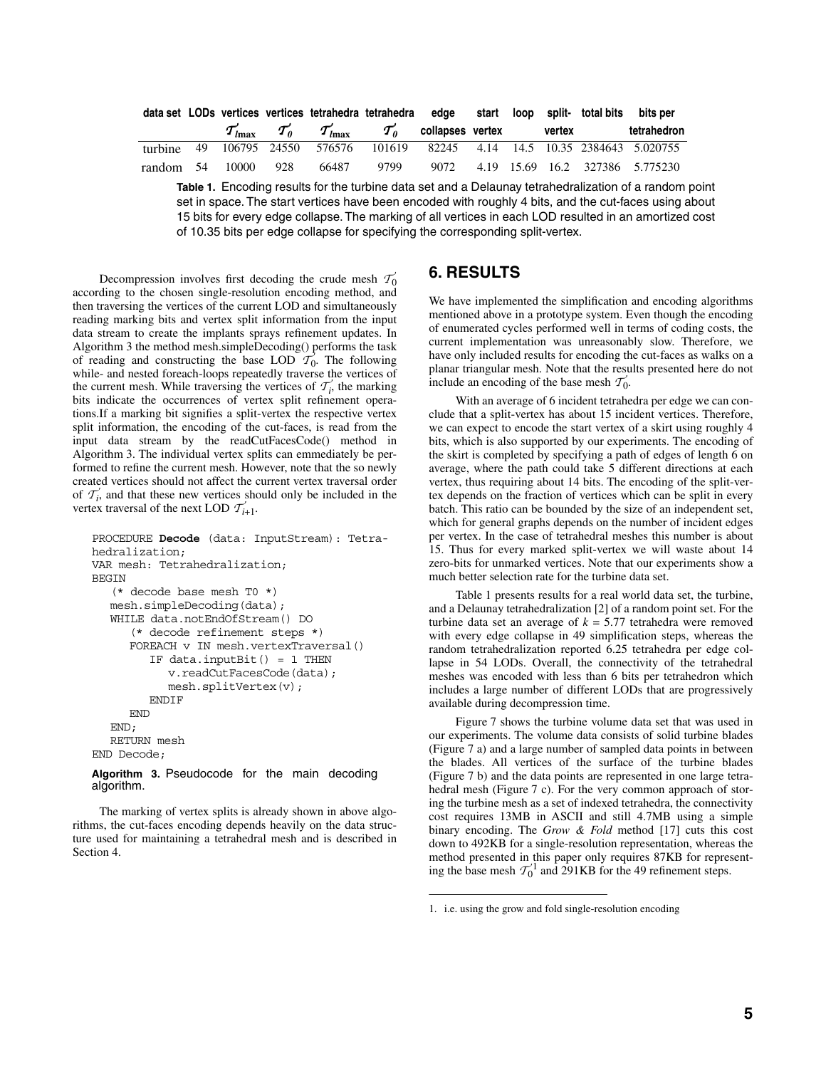| data set | LODs | vertices $\mathcal{T}'_{l\max}$ | vertices $\mathcal{T}'_0$ | tetrahedra $\mathcal{T}'_{l\max}$ | tetrahedra $\mathcal{T}'_0$ | edge collapses | start vertex | loop | split-vertex | total bits | bits per tetrahedron |
|---|---|---|---|---|---|---|---|---|---|---|---|
| turbine | 49 | 106795 | 24550 | 576576 | 101619 | 82245 | 4.14 | 14.5 | 10.35 | 2384643 | 5.020755 |
| random | 54 | 10000 | 928 | 66487 | 9799 | 9072 | 4.19 | 15.69 | 16.2 | 327386 | 5.775230 |

**Table 1.** Encoding results for the turbine data set and a Delaunay tetrahedralization of a random point set in space. The start vertices have been encoded with roughly 4 bits, and the cut-faces using about 15 bits for every edge collapse. The marking of all vertices in each LOD resulted in an amortized cost of 10.35 bits per edge collapse for specifying the corresponding split-vertex.

Decompression involves first decoding the crude mesh $\mathcal{T}'_0$ according to the chosen single-resolution encoding method, and then traversing the vertices of the current LOD and simultaneously reading marking bits and vertex split information from the input data stream to create the implants sprays refinement updates. In Algorithm 3 the method mesh.simpleDecoding() performs the task of reading and constructing the base LOD $\mathcal{T}'_0$. The following while- and nested foreach-loops repeatedly traverse the vertices of the current mesh. While traversing the vertices of $\mathcal{T}'_i$, the marking bits indicate the occurrences of vertex split refinement operations.If a marking bit signifies a split-vertex the respective vertex split information, the encoding of the cut-faces, is read from the input data stream by the readCutFacesCode() method in Algorithm 3. The individual vertex splits can emmediately be performed to refine the current mesh. However, note that the so newly created vertices should not affect the current vertex traversal order of $\mathcal{T}'_i$, and that these new vertices should only be included in the vertex traversal of the next LOD $\mathcal{T}'_{i+1}$.

```
PROCEDURE Decode (data: InputStream): Tetra-
hedralization;
VAR mesh: Tetrahedralization;
BEGIN
   (* decode base mesh T0 *)
   mesh.simpleDecoding(data);
   WHILE data.notEndOfStream() DO
      (* decode refinement steps *)
      FOREACH v IN mesh.vertexTraversal()
         IF data.inputBit() = 1 THEN
            v.readCutFacesCode(data);
            mesh.splitVertex(v);
         ENDIF
      END
   END;
   RETURN mesh
END Decode;
```

**Algorithm 3.** Pseudocode for the main decoding algorithm.

The marking of vertex splits is already shown in above algorithms, the cut-faces encoding depends heavily on the data structure used for maintaining a tetrahedral mesh and is described in Section 4.

## 6. RESULTS

We have implemented the simplification and encoding algorithms mentioned above in a prototype system. Even though the encoding of enumerated cycles performed well in terms of coding costs, the current implementation was unreasonably slow. Therefore, we have only included results for encoding the cut-faces as walks on a planar triangular mesh. Note that the results presented here do not include an encoding of the base mesh $\mathcal{T}'_0$.

With an average of 6 incident tetrahedra per edge we can conclude that a split-vertex has about 15 incident vertices. Therefore, we can expect to encode the start vertex of a skirt using roughly 4 bits, which is also supported by our experiments. The encoding of the skirt is completed by specifying a path of edges of length 6 on average, where the path could take 5 different directions at each vertex, thus requiring about 14 bits. The encoding of the split-vertex depends on the fraction of vertices which can be split in every batch. This ratio can be bounded by the size of an independent set, which for general graphs depends on the number of incident edges per vertex. In the case of tetrahedral meshes this number is about 15. Thus for every marked split-vertex we will waste about 14 zero-bits for unmarked vertices. Note that our experiments show a much better selection rate for the turbine data set.

Table 1 presents results for a real world data set, the turbine, and a Delaunay tetrahedralization [2] of a random point set. For the turbine data set an average of $k$ = 5.77 tetrahedra were removed with every edge collapse in 49 simplification steps, whereas the random tetrahedralization reported 6.25 tetrahedra per edge collapse in 54 LODs. Overall, the connectivity of the tetrahedral meshes was encoded with less than 6 bits per tetrahedron which includes a large number of different LODs that are progressively available during decompression time.

Figure 7 shows the turbine volume data set that was used in our experiments. The volume data consists of solid turbine blades (Figure 7 a) and a large number of sampled data points in between the blades. All vertices of the surface of the turbine blades (Figure 7 b) and the data points are represented in one large tetrahedral mesh (Figure 7 c). For the very common approach of storing the turbine mesh as a set of indexed tetrahedra, the connectivity cost requires 13MB in ASCII and still 4.7MB using a simple binary encoding. The *Grow & Fold* method [17] cuts this cost down to 492KB for a single-resolution representation, whereas the method presented in this paper only requires 87KB for representing the base mesh $\mathcal{T}'_0$[1] and 291KB for the 49 refinement steps.

---

1. i.e. using the grow and fold single-resolution encoding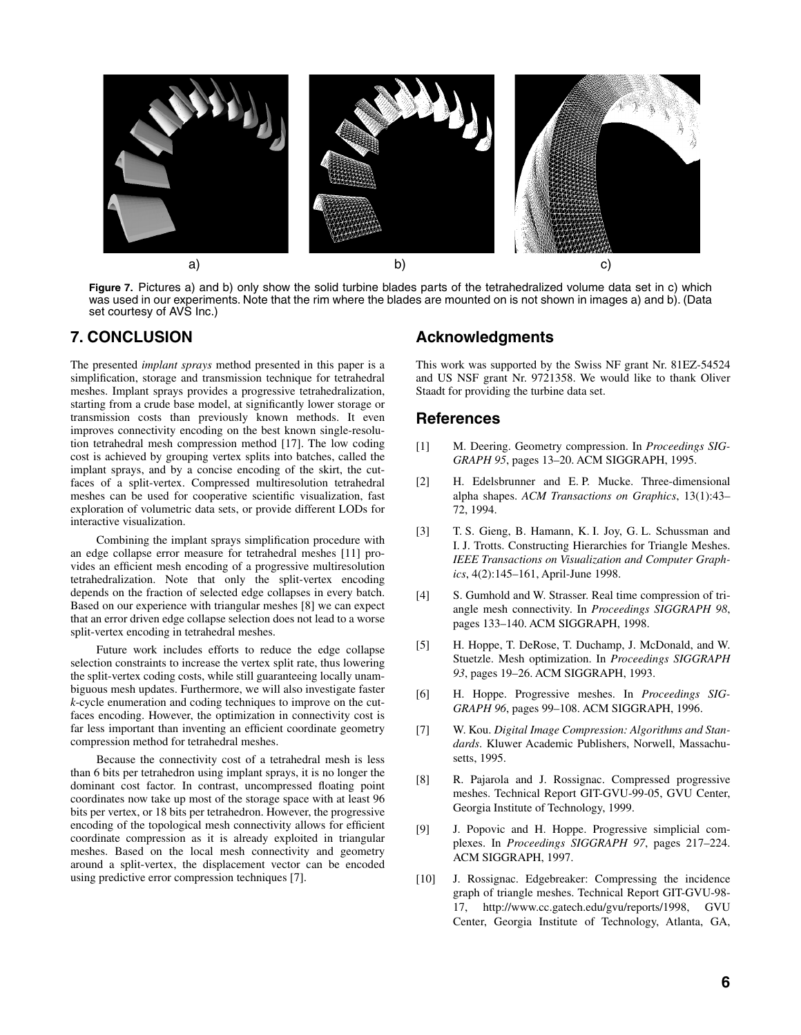a) b) c)

**Figure 7.** Pictures a) and b) only show the solid turbine blades parts of the tetrahedralized volume data set in c) which was used in our experiments. Note that the rim where the blades are mounted on is not shown in images a) and b). (Data set courtesy of AVS Inc.)

## 7. CONCLUSION

The presented *implant sprays* method presented in this paper is a simplification, storage and transmission technique for tetrahedral meshes. Implant sprays provides a progressive tetrahedralization, starting from a crude base model, at significantly lower storage or transmission costs than previously known methods. It even improves connectivity encoding on the best known single-resolution tetrahedral mesh compression method [17]. The low coding cost is achieved by grouping vertex splits into batches, called the implant sprays, and by a concise encoding of the skirt, the cut-faces of a split-vertex. Compressed multiresolution tetrahedral meshes can be used for cooperative scientific visualization, fast exploration of volumetric data sets, or provide different LODs for interactive visualization.

Combining the implant sprays simplification procedure with an edge collapse error measure for tetrahedral meshes [11] provides an efficient mesh encoding of a progressive multiresolution tetrahedralization. Note that only the split-vertex encoding depends on the fraction of selected edge collapses in every batch. Based on our experience with triangular meshes [8] we can expect that an error driven edge collapse selection does not lead to a worse split-vertex encoding in tetrahedral meshes.

Future work includes efforts to reduce the edge collapse selection constraints to increase the vertex split rate, thus lowering the split-vertex coding costs, while still guaranteeing locally unambiguous mesh updates. Furthermore, we will also investigate faster $k$-cycle enumeration and coding techniques to improve on the cut-faces encoding. However, the optimization in connectivity cost is far less important than inventing an efficient coordinate geometry compression method for tetrahedral meshes.

Because the connectivity cost of a tetrahedral mesh is less than 6 bits per tetrahedron using implant sprays, it is no longer the dominant cost factor. In contrast, uncompressed floating point coordinates now take up most of the storage space with at least 96 bits per vertex, or 18 bits per tetrahedron. However, the progressive encoding of the topological mesh connectivity allows for efficient coordinate compression as it is already exploited in triangular meshes. Based on the local mesh connectivity and geometry around a split-vertex, the displacement vector can be encoded using predictive error compression techniques [7].

## Acknowledgments

This work was supported by the Swiss NF grant Nr. 81EZ-54524 and US NSF grant Nr. 9721358. We would like to thank Oliver Staadt for providing the turbine data set.

## References

[1] M. Deering. Geometry compression. In *Proceedings SIGGRAPH 95*, pages 13–20. ACM SIGGRAPH, 1995.

[2] H. Edelsbrunner and E. P. Mucke. Three-dimensional alpha shapes. *ACM Transactions on Graphics*, 13(1):43–72, 1994.

[3] T. S. Gieng, B. Hamann, K. I. Joy, G. L. Schussman and I. J. Trotts. Constructing Hierarchies for Triangle Meshes. *IEEE Transactions on Visualization and Computer Graphics*, 4(2):145–161, April-June 1998.

[4] S. Gumhold and W. Strasser. Real time compression of triangle mesh connectivity. In *Proceedings SIGGRAPH 98*, pages 133–140. ACM SIGGRAPH, 1998.

[5] H. Hoppe, T. DeRose, T. Duchamp, J. McDonald, and W. Stuetzle. Mesh optimization. In *Proceedings SIGGRAPH 93*, pages 19–26. ACM SIGGRAPH, 1993.

[6] H. Hoppe. Progressive meshes. In *Proceedings SIGGRAPH 96*, pages 99–108. ACM SIGGRAPH, 1996.

[7] W. Kou. *Digital Image Compression: Algorithms and Standards*. Kluwer Academic Publishers, Norwell, Massachusetts, 1995.

[8] R. Pajarola and J. Rossignac. Compressed progressive meshes. Technical Report GIT-GVU-99-05, GVU Center, Georgia Institute of Technology, 1999.

[9] J. Popovic and H. Hoppe. Progressive simplicial complexes. In *Proceedings SIGGRAPH 97*, pages 217–224. ACM SIGGRAPH, 1997.

[10] J. Rossignac. Edgebreaker: Compressing the incidence graph of triangle meshes. Technical Report GIT-GVU-98-17, http://www.cc.gatech.edu/gvu/reports/1998, GVU Center, Georgia Institute of Technology, Atlanta, GA,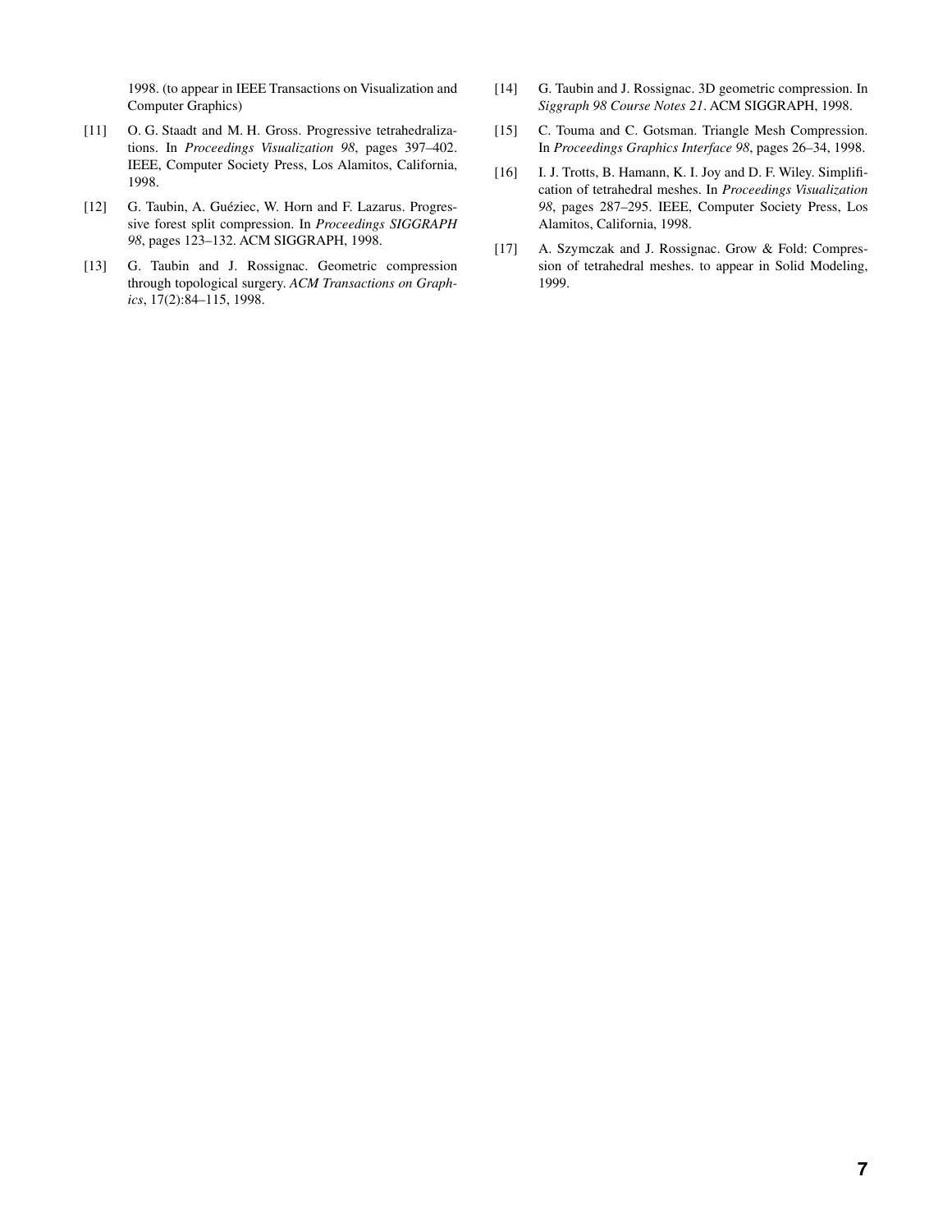1998. (to appear in IEEE Transactions on Visualization and Computer Graphics)

[11] O. G. Staadt and M. H. Gross. Progressive tetrahedralizations. In *Proceedings Visualization 98*, pages 397–402. IEEE, Computer Society Press, Los Alamitos, California, 1998.

[12] G. Taubin, A. Guéziec, W. Horn and F. Lazarus. Progressive forest split compression. In *Proceedings SIGGRAPH 98*, pages 123–132. ACM SIGGRAPH, 1998.

[13] G. Taubin and J. Rossignac. Geometric compression through topological surgery. *ACM Transactions on Graphics*, 17(2):84–115, 1998.

[14] G. Taubin and J. Rossignac. 3D geometric compression. In *Siggraph 98 Course Notes 21*. ACM SIGGRAPH, 1998.

[15] C. Touma and C. Gotsman. Triangle Mesh Compression. In *Proceedings Graphics Interface 98*, pages 26–34, 1998.

[16] I. J. Trotts, B. Hamann, K. I. Joy and D. F. Wiley. Simplification of tetrahedral meshes. In *Proceedings Visualization 98*, pages 287–295. IEEE, Computer Society Press, Los Alamitos, California, 1998.

[17] A. Szymczak and J. Rossignac. Grow & Fold: Compression of tetrahedral meshes. to appear in Solid Modeling, 1999.